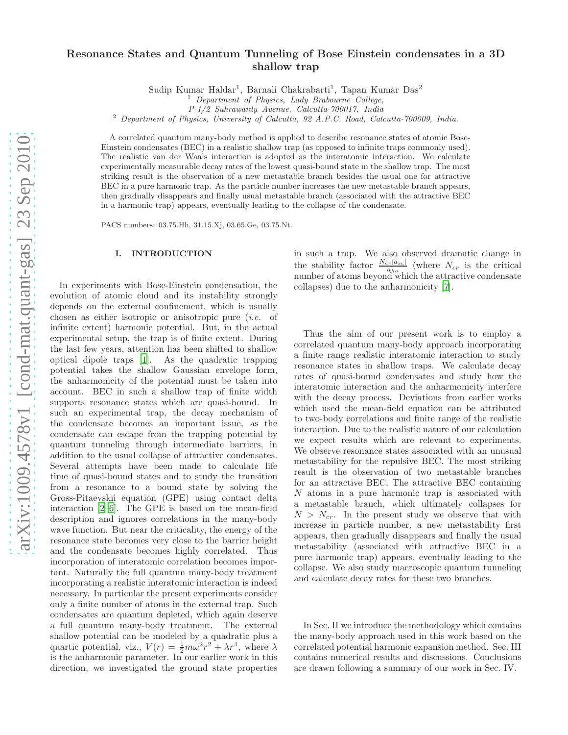# Resonance States and Quantum Tunneling of Bose Einstein condensates in a 3D shallow trap

Sudip Kumar Haldar[1], Barnali Chakrabarti[1], Tapan Kumar Das[2]

[1] *Department of Physics, Lady Brabourne College, P-1/2 Suhrawardy Avenue, Calcutta-700017, India*

[2] *Department of Physics, University of Calcutta, 92 A.P.C. Road, Calcutta-700009, India.*

A correlated quantum many-body method is applied to describe resonance states of atomic Bose-Einstein condensates (BEC) in a realistic shallow trap (as opposed to infinite traps commonly used). The realistic van der Waals interaction is adopted as the interatomic interaction. We calculate experimentally measurable decay rates of the lowest quasi-bound state in the shallow trap. The most striking result is the observation of a new metastable branch besides the usual one for attractive BEC in a pure harmonic trap. As the particle number increases the new metastable branch appears, then gradually disappears and finally usual metastable branch (associated with the attractive BEC in a harmonic trap) appears, eventually leading to the collapse of the condensate.

PACS numbers: 03.75.Hh, 31.15.Xj, 03.65.Ge, 03.75.Nt.

## I. INTRODUCTION

In experiments with Bose-Einstein condensation, the evolution of atomic cloud and its instability strongly depends on the external confinement, which is usually chosen as either isotropic or anisotropic pure (*i.e.* of infinite extent) harmonic potential. But, in the actual experimental setup, the trap is of finite extent. During the last few years, attention has been shifted to shallow optical dipole traps [1]. As the quadratic trapping potential takes the shallow Gaussian envelope form, the anharmonicity of the potential must be taken into account. BEC in such a shallow trap of finite width supports resonance states which are quasi-bound. In such an experimental trap, the decay mechanism of the condensate becomes an important issue, as the condensate can escape from the trapping potential by quantum tunneling through intermediate barriers, in addition to the usual collapse of attractive condensates. Several attempts have been made to calculate life time of quasi-bound states and to study the transition from a resonance to a bound state by solving the Gross-Pitaevskii equation (GPE) using contact delta interaction [2–6]. The GPE is based on the mean-field description and ignores correlations in the many-body wave function. But near the criticality, the energy of the resonance state becomes very close to the barrier height and the condensate becomes highly correlated. Thus incorporation of interatomic correlation becomes important. Naturally the full quantum many-body treatment incorporating a realistic interatomic interaction is indeed necessary. In particular the present experiments consider only a finite number of atoms in the external trap. Such condensates are quantum depleted, which again deserve a full quantum many-body treatment. The external shallow potential can be modeled by a quadratic plus a quartic potential, viz., $V(r) = \frac{1}{2}m\omega^2 r^2 + \lambda r^4$, where $\lambda$ is the anharmonic parameter. In our earlier work in this direction, we investigated the ground state properties in such a trap. We also observed dramatic change in the stability factor $\frac{N_{cr}|a_{sc}|}{a_{ho}}$ (where $N_{cr}$ is the critical number of atoms beyond which the attractive condensate collapses) due to the anharmonicity [7].

Thus the aim of our present work is to employ a correlated quantum many-body approach incorporating a finite range realistic interatomic interaction to study resonance states in shallow traps. We calculate decay rates of quasi-bound condensates and study how the interatomic interaction and the anharmonicity interfere with the decay process. Deviations from earlier works which used the mean-field equation can be attributed to two-body correlations and finite range of the realistic interaction. Due to the realistic nature of our calculation we expect results which are relevant to experiments. We observe resonance states associated with an unusual metastability for the repulsive BEC. The most striking result is the observation of two metastable branches for an attractive BEC. The attractive BEC containing $N$ atoms in a pure harmonic trap is associated with a metastable branch, which ultimately collapses for $N > N_{cr}$. In the present study we observe that with increase in particle number, a new metastability first appears, then gradually disappears and finally the usual metastability (associated with attractive BEC in a pure harmonic trap) appears, eventually leading to the collapse. We also study macroscopic quantum tunneling and calculate decay rates for these two branches.

In Sec. II we introduce the methodology which contains the many-body approach used in this work based on the correlated potential harmonic expansion method. Sec. III contains numerical results and discussions. Conclusions are drawn following a summary of our work in Sec. IV.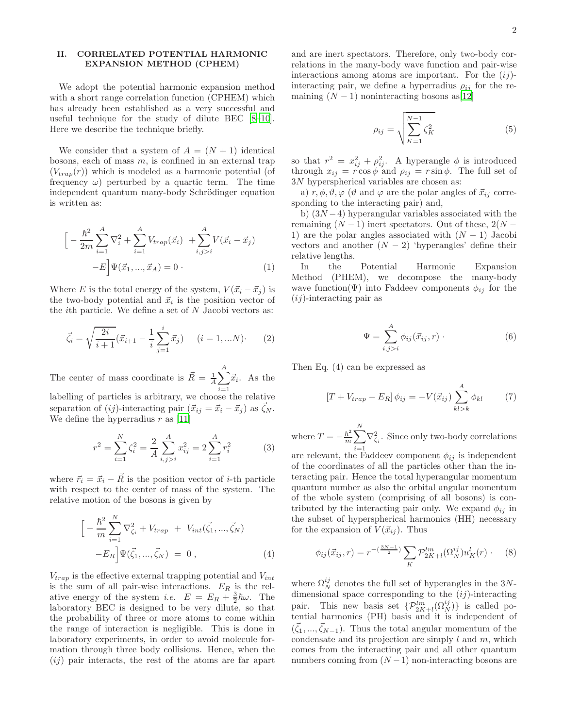## II. CORRELATED POTENTIAL HARMONIC EXPANSION METHOD (CPHEM)

We adopt the potential harmonic expansion method with a short range correlation function (CPHEM) which has already been established as a very successful and useful technique for the study of dilute BEC [8–10]. Here we describe the technique briefly.

We consider that a system of $A = (N+1)$ identical bosons, each of mass $m$, is confined in an external trap ($V_{trap}(r)$) which is modeled as a harmonic potential (of frequency $\omega$) perturbed by a quartic term. The time independent quantum many-body Schrödinger equation is written as:

$$\Big[ -\frac{\hbar^2}{2m}\sum_{i=1}^{A}\nabla_i^2 + \sum_{i=1}^{A} V_{trap}(\vec{x}_i) \; + \sum_{i,j>i}^{A} V(\vec{x}_i - \vec{x}_j) - E\Big]\Psi(\vec{x}_1,...,\vec{x}_A) = 0 \cdot \tag{1}$$

Where $E$ is the total energy of the system, $V(\vec{x}_i - \vec{x}_j)$ is the two-body potential and $\vec{x}_i$ is the position vector of the $i$th particle. We define a set of $N$ Jacobi vectors as:

$$\vec{\zeta}_i = \sqrt{\frac{2i}{i+1}}(\vec{x}_{i+1} - \frac{1}{i}\sum_{j=1}^{i}\vec{x}_j) \quad (i = 1,...N)\cdot \tag{2}$$

The center of mass coordinate is $\vec{R} = \frac{1}{A}\sum_{i=1}^{A}\vec{x}_i$. As the labelling of particles is arbitrary, we choose the relative separation of $(ij)$-interacting pair ($\vec{x}_{ij} = \vec{x}_i - \vec{x}_j$) as $\vec{\zeta}_N$. We define the hyperradius $r$ as [11]

$$r^2 = \sum_{i=1}^{N}\zeta_i^2 = \frac{2}{A}\sum_{i,j>i}^{A}x_{ij}^2 = 2\sum_{i=1}^{A}r_i^2 \tag{3}$$

where $\vec{r}_i = \vec{x}_i - \vec{R}$ is the position vector of $i$-th particle with respect to the center of mass of the system. The relative motion of the bosons is given by

$$\Big[ -\frac{\hbar^2}{m}\sum_{i=1}^{N}\nabla_{\zeta_i}^2 + V_{trap} \; + \; V_{int}(\vec{\zeta}_1,...,\vec{\zeta}_N) - E_R\Big]\Psi(\vec{\zeta}_1,...,\vec{\zeta}_N) \; = \; 0 \, , \tag{4}$$

$V_{trap}$ is the effective external trapping potential and $V_{int}$ is the sum of all pair-wise interactions. $E_R$ is the relative energy of the system *i.e.* $E = E_R + \frac{3}{2}\hbar\omega$. The laboratory BEC is designed to be very dilute, so that the probability of three or more atoms to come within the range of interaction is negligible. This is done in laboratory experiments, in order to avoid molecule formation through three body collisions. Hence, when the $(ij)$ pair interacts, the rest of the atoms are far apart and are inert spectators. Therefore, only two-body correlations in the many-body wave function and pair-wise interactions among atoms are important. For the $(ij)$-interacting pair, we define a hyperradius $\rho_{ij}$ for the remaining $(N-1)$ noninteracting bosons as[12]

$$\rho_{ij} = \sqrt{\sum_{K=1}^{N-1}\zeta_K^2} \tag{5}$$

so that $r^2 = x_{ij}^2 + \rho_{ij}^2$. A hyperangle $\phi$ is introduced through $x_{ij} = r\cos\phi$ and $\rho_{ij} = r\sin\phi$. The full set of $3N$ hyperspherical variables are chosen as:

a) $r, \phi, \vartheta, \varphi$ ($\vartheta$ and $\varphi$ are the polar angles of $\vec{x}_{ij}$ corresponding to the interacting pair) and,

b) $(3N-4)$ hyperangular variables associated with the remaining $(N-1)$ inert spectators. Out of these, $2(N-1)$ are the polar angles associated with $(N-1)$ Jacobi vectors and another $(N-2)$ 'hyperangles' define their relative lengths.

In the Potential Harmonic Expansion Method (PHEM), we decompose the many-body wave function($\Psi$) into Faddeev components $\phi_{ij}$ for the $(ij)$-interacting pair as

$$\Psi = \sum_{i,j>i}^{A}\phi_{ij}(\vec{x}_{ij}, r) \, . \tag{6}$$

Then Eq. (4) can be expressed as

$$\left[T + V_{trap} - E_R\right]\phi_{ij} = -V(\vec{x}_{ij})\sum_{kl>k}^{A}\phi_{kl} \tag{7}$$

where $T = -\frac{\hbar^2}{m}\sum_{i=1}^{N}\nabla_{\zeta_i}^2$. Since only two-body correlations are relevant, the Faddeev component $\phi_{ij}$ is independent of the coordinates of all the particles other than the interacting pair. Hence the total hyperangular momentum quantum number as also the orbital angular momentum of the whole system (comprising of all bosons) is contributed by the interacting pair only. We expand $\phi_{ij}$ in the subset of hyperspherical harmonics (HH) necessary for the expansion of $V(\vec{x}_{ij})$. Thus

$$\phi_{ij}(\vec{x}_{ij}, r) = r^{-(\frac{3N-1}{2})}\sum_{K}\mathcal{P}_{2K+l}^{lm}(\Omega_N^{ij})u_K^l(r) \cdot \tag{8}$$

where $\Omega_N^{ij}$ denotes the full set of hyperangles in the $3N$-dimensional space corresponding to the $(ij)$-interacting pair. This new basis set $\{\mathcal{P}_{2K+l}^{lm}(\Omega_N^{ij})\}$ is called potential harmonics (PH) basis and it is independent of $(\vec{\zeta}_1,...,\vec{\zeta}_{N-1})$. Thus the total angular momentum of the condensate and its projection are simply $l$ and $m$, which comes from the interacting pair and all other quantum numbers coming from $(N-1)$ non-interacting bosons are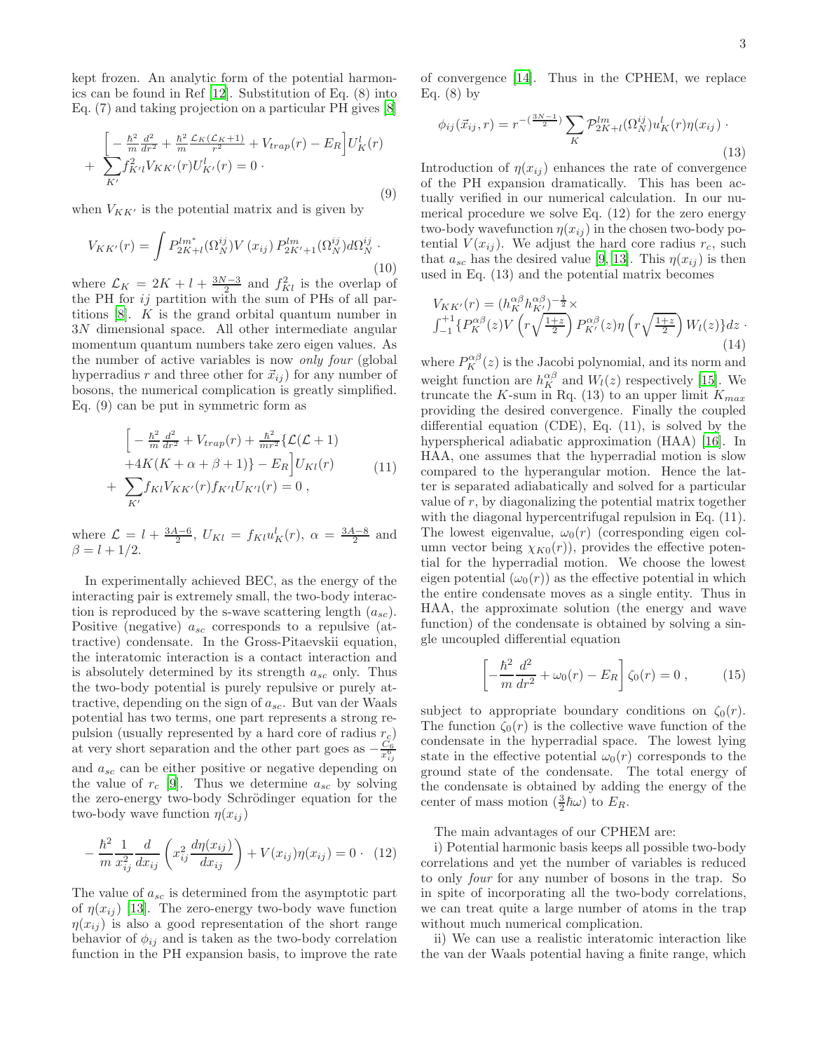kept frozen. An analytic form of the potential harmonics can be found in Ref [12]. Substitution of Eq. (8) into Eq. (7) and taking projection on a particular PH gives [8]

$$
\begin{aligned}
&\Big[-\tfrac{\hbar^2}{m}\tfrac{d^2}{dr^2}+\tfrac{\hbar^2}{m}\tfrac{\mathcal{L}_K(\mathcal{L}_K+1)}{r^2}+V_{trap}(r)-E_R\Big]U_K^l(r)\\
&+\sum_{K'} f_{K'l}^2 V_{KK'}(r)U_{K'}^l(r)=0\cdot
\end{aligned}
\tag{9}
$$

when $V_{KK'}$ is the potential matrix and is given by

$$
V_{KK'}(r)=\int P_{2K+l}^{lm^*}(\Omega_N^{ij})V\left(x_{ij}\right)P_{2K'+1}^{lm}(\Omega_N^{ij})d\Omega_N^{ij}\cdot
\tag{10}
$$

where $\mathcal{L}_K = 2K + l + \frac{3N-3}{2}$ and $f_{Kl}^2$ is the overlap of the PH for $ij$ partition with the sum of PHs of all partitions [8]. $K$ is the grand orbital quantum number in $3N$ dimensional space. All other intermediate angular momentum quantum numbers take zero eigen values. As the number of active variables is now *only four* (global hyperradius $r$ and three other for $\vec{x}_{ij}$) for any number of bosons, the numerical complication is greatly simplified. Eq. (9) can be put in symmetric form as

$$
\begin{aligned}
&\Big[-\tfrac{\hbar^2}{m}\tfrac{d^2}{dr^2}+V_{trap}(r)+\tfrac{\hbar^2}{mr^2}\{\mathcal{L}(\mathcal{L}+1)\\
&+4K(K+\alpha+\beta+1)\}-E_R\Big]U_{Kl}(r)\\
&+\sum_{K'} f_{Kl}V_{KK'}(r)f_{K'l}U_{K'l}(r)=0\,,
\end{aligned}
\tag{11}
$$

where $\mathcal{L} = l + \frac{3A-6}{2}$, $U_{Kl} = f_{Kl}u_K^l(r)$, $\alpha = \frac{3A-8}{2}$ and $\beta = l + 1/2$.

In experimentally achieved BEC, as the energy of the interacting pair is extremely small, the two-body interaction is reproduced by the s-wave scattering length ($a_{sc}$). Positive (negative) $a_{sc}$ corresponds to a repulsive (attractive) condensate. In the Gross-Pitaevskii equation, the interatomic interaction is a contact interaction and is absolutely determined by its strength $a_{sc}$ only. Thus the two-body potential is purely repulsive or purely attractive, depending on the sign of $a_{sc}$. But van der Waals potential has two terms, one part represents a strong repulsion (usually represented by a hard core of radius $r_c$) at very short separation and the other part goes as $-\frac{C_6}{x_{ij}^6}$ and $a_{sc}$ can be either positive or negative depending on the value of $r_c$ [9]. Thus we determine $a_{sc}$ by solving the zero-energy two-body Schrödinger equation for the two-body wave function $\eta(x_{ij})$

$$
-\frac{\hbar^2}{m}\frac{1}{x_{ij}^2}\frac{d}{dx_{ij}}\left(x_{ij}^2\frac{d\eta(x_{ij})}{dx_{ij}}\right)+V(x_{ij})\eta(x_{ij})=0\cdot
\tag{12}
$$

The value of $a_{sc}$ is determined from the asymptotic part of $\eta(x_{ij})$ [13]. The zero-energy two-body wave function $\eta(x_{ij})$ is also a good representation of the short range behavior of $\phi_{ij}$ and is taken as the two-body correlation function in the PH expansion basis, to improve the rate of convergence [14]. Thus in the CPHEM, we replace Eq. (8) by

$$
\phi_{ij}(\vec{x}_{ij},r)=r^{-\left(\frac{3N-1}{2}\right)}\sum_K \mathcal{P}_{2K+l}^{lm}(\Omega_N^{ij})u_K^l(r)\eta(x_{ij})\cdot
\tag{13}
$$

Introduction of $\eta(x_{ij})$ enhances the rate of convergence of the PH expansion dramatically. This has been actually verified in our numerical calculation. In our numerical procedure we solve Eq. (12) for the zero energy two-body wavefunction $\eta(x_{ij})$ in the chosen two-body potential $V(x_{ij})$. We adjust the hard core radius $r_c$, such that $a_{sc}$ has the desired value [9, 13]. This $\eta(x_{ij})$ is then used in Eq. (13) and the potential matrix becomes

$$
\begin{aligned}
&V_{KK'}(r)=(h_K^{\alpha\beta}h_{K'}^{\alpha\beta})^{-\frac{1}{2}}\times\\
&\int_{-1}^{+1}\{P_K^{\alpha\beta}(z)V\left(r\sqrt{\tfrac{1+z}{2}}\right)P_{K'}^{\alpha\beta}(z)\eta\left(r\sqrt{\tfrac{1+z}{2}}\right)W_l(z)\}dz\cdot
\end{aligned}
\tag{14}
$$

where $P_K^{\alpha\beta}(z)$ is the Jacobi polynomial, and its norm and weight function are $h_K^{\alpha\beta}$ and $W_l(z)$ respectively [15]. We truncate the $K$-sum in Rq. (13) to an upper limit $K_{max}$ providing the desired convergence. Finally the coupled differential equation (CDE), Eq. (11), is solved by the hyperspherical adiabatic approximation (HAA) [16]. In HAA, one assumes that the hyperradial motion is slow compared to the hyperangular motion. Hence the latter is separated adiabatically and solved for a particular value of $r$, by diagonalizing the potential matrix together with the diagonal hypercentrifugal repulsion in Eq. (11). The lowest eigenvalue, $\omega_0(r)$ (corresponding eigen column vector being $\chi_{K0}(r)$), provides the effective potential for the hyperradial motion. We choose the lowest eigen potential ($\omega_0(r)$) as the effective potential in which the entire condensate moves as a single entity. Thus in HAA, the approximate solution (the energy and wave function) of the condensate is obtained by solving a single uncoupled differential equation

$$
\left[-\frac{\hbar^2}{m}\frac{d^2}{dr^2}+\omega_0(r)-E_R\right]\zeta_0(r)=0\,,
\tag{15}
$$

subject to appropriate boundary conditions on $\zeta_0(r)$. The function $\zeta_0(r)$ is the collective wave function of the condensate in the hyperradial space. The lowest lying state in the effective potential $\omega_0(r)$ corresponds to the ground state of the condensate. The total energy of the condensate is obtained by adding the energy of the center of mass motion ($\frac{3}{2}\hbar\omega$) to $E_R$.

The main advantages of our CPHEM are:

i) Potential harmonic basis keeps all possible two-body correlations and yet the number of variables is reduced to only *four* for any number of bosons in the trap. So in spite of incorporating all the two-body correlations, we can treat quite a large number of atoms in the trap without much numerical complication.

ii) We can use a realistic interatomic interaction like the van der Waals potential having a finite range, which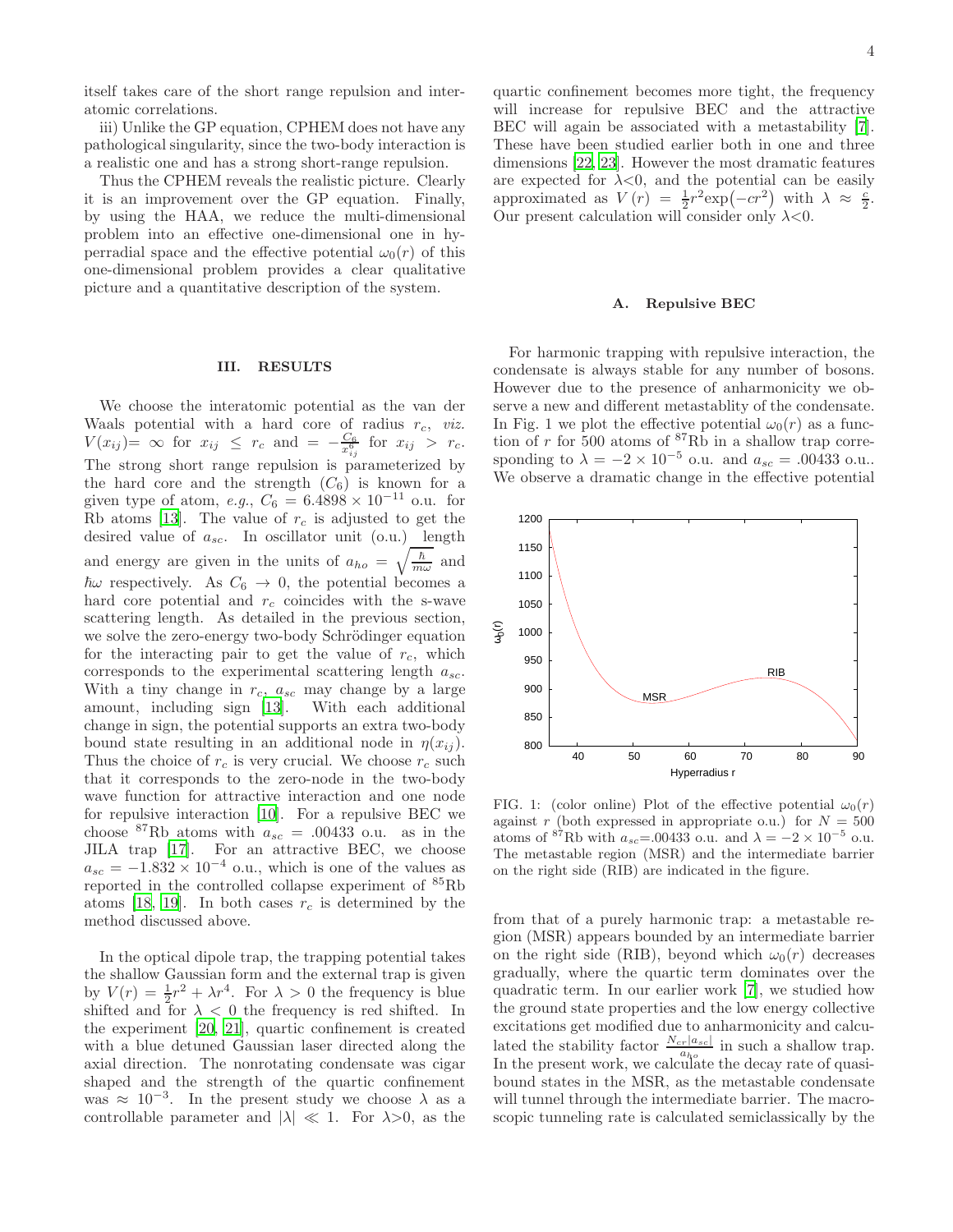itself takes care of the short range repulsion and interatomic correlations.

iii) Unlike the GP equation, CPHEM does not have any pathological singularity, since the two-body interaction is a realistic one and has a strong short-range repulsion.

Thus the CPHEM reveals the realistic picture. Clearly it is an improvement over the GP equation. Finally, by using the HAA, we reduce the multi-dimensional problem into an effective one-dimensional one in hyperradial space and the effective potential $\omega_0(r)$ of this one-dimensional problem provides a clear qualitative picture and a quantitative description of the system.

## III. RESULTS

We choose the interatomic potential as the van der Waals potential with a hard core of radius $r_c$, *viz.* $V(x_{ij}) = \infty$ for $x_{ij} \leq r_c$ and $= -\frac{C_6}{x_{ij}^6}$ for $x_{ij} > r_c$. The strong short range repulsion is parameterized by the hard core and the strength ($C_6$) is known for a given type of atom, *e.g.*, $C_6 = 6.4898 \times 10^{-11}$ o.u. for Rb atoms [13]. The value of $r_c$ is adjusted to get the desired value of $a_{sc}$. In oscillator unit (o.u.) length and energy are given in the units of $a_{ho} = \sqrt{\frac{\hbar}{m\omega}}$ and $\hbar\omega$ respectively. As $C_6 \rightarrow 0$, the potential becomes a hard core potential and $r_c$ coincides with the s-wave scattering length. As detailed in the previous section, we solve the zero-energy two-body Schrödinger equation for the interacting pair to get the value of $r_c$, which corresponds to the experimental scattering length $a_{sc}$. With a tiny change in $r_c$, $a_{sc}$ may change by a large amount, including sign [13]. With each additional change in sign, the potential supports an extra two-body bound state resulting in an additional node in $\eta(x_{ij})$. Thus the choice of $r_c$ is very crucial. We choose $r_c$ such that it corresponds to the zero-node in the two-body wave function for attractive interaction and one node for repulsive interaction [10]. For a repulsive BEC we choose $^{87}$Rb atoms with $a_{sc} = .00433$ o.u. as in the JILA trap [17]. For an attractive BEC, we choose $a_{sc} = -1.832 \times 10^{-4}$ o.u., which is one of the values as reported in the controlled collapse experiment of $^{85}$Rb atoms [18, 19]. In both cases $r_c$ is determined by the method discussed above.

In the optical dipole trap, the trapping potential takes the shallow Gaussian form and the external trap is given by $V(r) = \frac{1}{2}r^2 + \lambda r^4$. For $\lambda > 0$ the frequency is blue shifted and for $\lambda < 0$ the frequency is red shifted. In the experiment [20, 21], quartic confinement is created with a blue detuned Gaussian laser directed along the axial direction. The nonrotating condensate was cigar shaped and the strength of the quartic confinement was $\approx 10^{-3}$. In the present study we choose $\lambda$ as a controllable parameter and $|\lambda| \ll 1$. For $\lambda>0$, as the quartic confinement becomes more tight, the frequency will increase for repulsive BEC and the attractive BEC will again be associated with a metastability [7]. These have been studied earlier both in one and three dimensions [22, 23]. However the most dramatic features are expected for $\lambda<0$, and the potential can be easily approximated as $V(r) = \frac{1}{2}r^2\exp(-cr^2)$ with $\lambda \approx \frac{c}{2}$. Our present calculation will consider only $\lambda<0$.

### A. Repulsive BEC

For harmonic trapping with repulsive interaction, the condensate is always stable for any number of bosons. However due to the presence of anharmonicity we observe a new and different metastablity of the condensate. In Fig. 1 we plot the effective potential $\omega_0(r)$ as a function of $r$ for 500 atoms of $^{87}$Rb in a shallow trap corresponding to $\lambda = -2 \times 10^{-5}$ o.u. and $a_{sc} = .00433$ o.u.. We observe a dramatic change in the effective potential

FIG. 1: (color online) Plot of the effective potential $\omega_0(r)$ against $r$ (both expressed in appropriate o.u.) for $N = 500$ atoms of $^{87}$Rb with $a_{sc}$=.00433 o.u. and $\lambda = -2 \times 10^{-5}$ o.u. The metastable region (MSR) and the intermediate barrier on the right side (RIB) are indicated in the figure.

from that of a purely harmonic trap: a metastable region (MSR) appears bounded by an intermediate barrier on the right side (RIB), beyond which $\omega_0(r)$ decreases gradually, where the quartic term dominates over the quadratic term. In our earlier work [7], we studied how the ground state properties and the low energy collective excitations get modified due to anharmonicity and calculated the stability factor $\frac{N_{cr}|a_{sc}|}{a_{ho}}$ in such a shallow trap. In the present work, we calculate the decay rate of quasi-bound states in the MSR, as the metastable condensate will tunnel through the intermediate barrier. The macroscopic tunneling rate is calculated semiclassically by the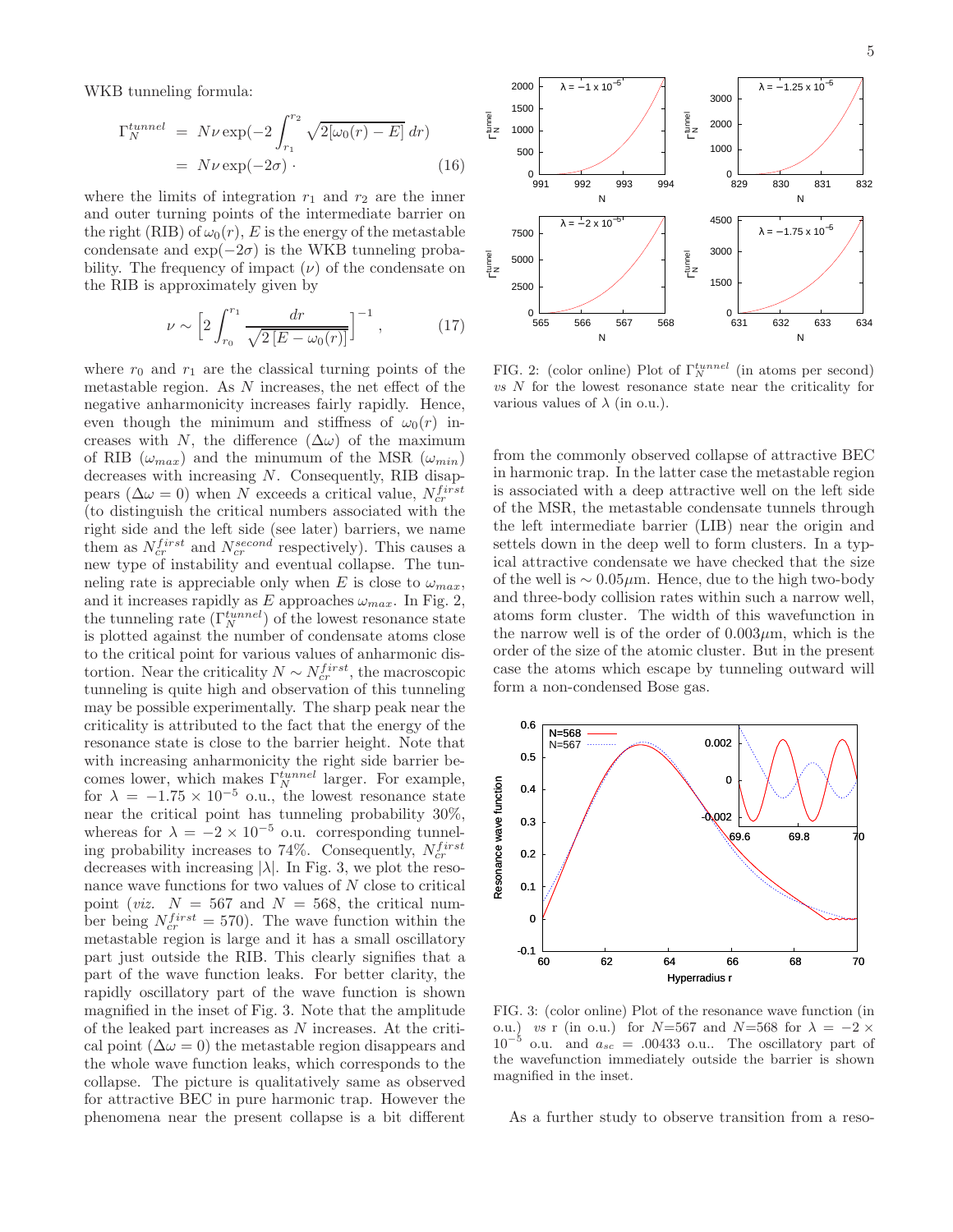WKB tunneling formula:

$$
\begin{aligned}
\Gamma_N^{tunnel} &= N\nu \exp(-2\int_{r_1}^{r_2} \sqrt{2[\omega_0(r) - E]}\, dr) \\
&= N\nu \exp(-2\sigma) \cdot
\end{aligned}
\tag{16}
$$

where the limits of integration $r_1$ and $r_2$ are the inner and outer turning points of the intermediate barrier on the right (RIB) of $\omega_0(r)$, $E$ is the energy of the metastable condensate and $\exp(-2\sigma)$ is the WKB tunneling probability. The frequency of impact ($\nu$) of the condensate on the RIB is approximately given by

$$
\nu \sim \left[2\int_{r_0}^{r_1} \frac{dr}{\sqrt{2\left[E - \omega_0(r)\right]}}\right]^{-1}, \tag{17}
$$

where $r_0$ and $r_1$ are the classical turning points of the metastable region. As $N$ increases, the net effect of the negative anharmonicity increases fairly rapidly. Hence, even though the minimum and stiffness of $\omega_0(r)$ increases with $N$, the difference ($\Delta\omega$) of the maximum of RIB ($\omega_{max}$) and the minumum of the MSR ($\omega_{min}$) decreases with increasing $N$. Consequently, RIB disappears ($\Delta\omega = 0$) when $N$ exceeds a critical value, $N_{cr}^{first}$ (to distinguish the critical numbers associated with the right side and the left side (see later) barriers, we name them as $N_{cr}^{first}$ and $N_{cr}^{second}$ respectively). This causes a new type of instability and eventual collapse. The tunneling rate is appreciable only when $E$ is close to $\omega_{max}$, and it increases rapidly as $E$ approaches $\omega_{max}$. In Fig. 2, the tunneling rate ($\Gamma_N^{tunnel}$) of the lowest resonance state is plotted against the number of condensate atoms close to the critical point for various values of anharmonic distortion. Near the criticality $N \sim N_{cr}^{first}$, the macroscopic tunneling is quite high and observation of this tunneling may be possible experimentally. The sharp peak near the criticality is attributed to the fact that the energy of the resonance state is close to the barrier height. Note that with increasing anharmonicity the right side barrier becomes lower, which makes $\Gamma_N^{tunnel}$ larger. For example, for $\lambda = -1.75 \times 10^{-5}$ o.u., the lowest resonance state near the critical point has tunneling probability 30%, whereas for $\lambda = -2 \times 10^{-5}$ o.u. corresponding tunneling probability increases to 74%. Consequently, $N_{cr}^{first}$ decreases with increasing $|\lambda|$. In Fig. 3, we plot the resonance wave functions for two values of $N$ close to critical point (*viz.* $N = 567$ and $N = 568$, the critical number being $N_{cr}^{first} = 570$). The wave function within the metastable region is large and it has a small oscillatory part just outside the RIB. This clearly signifies that a part of the wave function leaks. For better clarity, the rapidly oscillatory part of the wave function is shown magnified in the inset of Fig. 3. Note that the amplitude of the leaked part increases as $N$ increases. At the critical point ($\Delta\omega = 0$) the metastable region disappears and the whole wave function leaks, which corresponds to the collapse. The picture is qualitatively same as observed for attractive BEC in pure harmonic trap. However the phenomena near the present collapse is a bit different

FIG. 2: (color online) Plot of $\Gamma_N^{tunnel}$ (in atoms per second) *vs* $N$ for the lowest resonance state near the criticality for various values of $\lambda$ (in o.u.).

from the commonly observed collapse of attractive BEC in harmonic trap. In the latter case the metastable region is associated with a deep attractive well on the left side of the MSR, the metastable condensate tunnels through the left intermediate barrier (LIB) near the origin and settels down in the deep well to form clusters. In a typical attractive condensate we have checked that the size of the well is $\sim 0.05\mu$m. Hence, due to the high two-body and three-body collision rates within such a narrow well, atoms form cluster. The width of this wavefunction in the narrow well is of the order of $0.003\mu$m, which is the order of the size of the atomic cluster. But in the present case the atoms which escape by tunneling outward will form a non-condensed Bose gas.

FIG. 3: (color online) Plot of the resonance wave function (in o.u.) *vs* r (in o.u.) for $N$=567 and $N$=568 for $\lambda = -2 \times 10^{-5}$ o.u. and $a_{sc} = .00433$ o.u.. The oscillatory part of the wavefunction immediately outside the barrier is shown magnified in the inset.

As a further study to observe transition from a reso-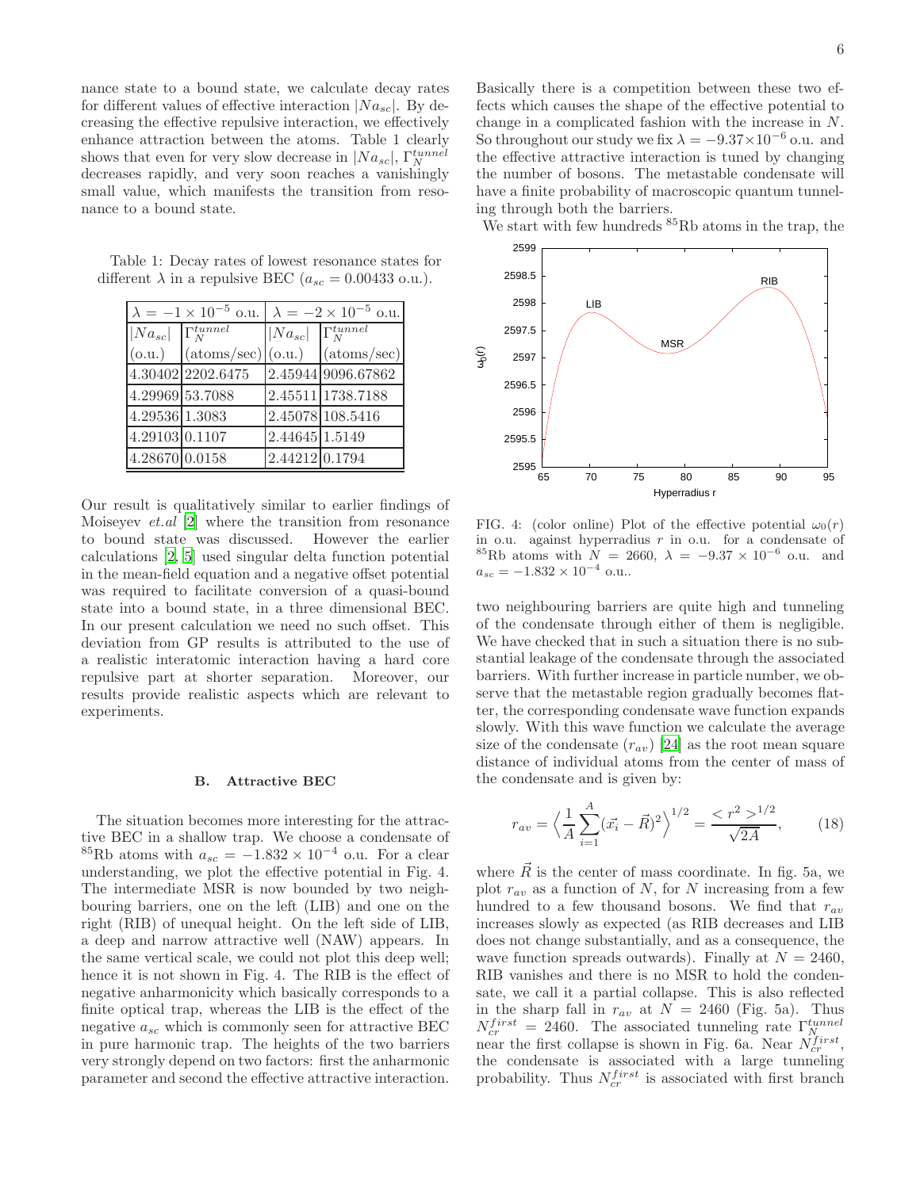nance state to a bound state, we calculate decay rates for different values of effective interaction $|Na_{sc}|$. By decreasing the effective repulsive interaction, we effectively enhance attraction between the atoms. Table 1 clearly shows that even for very slow decrease in $|Na_{sc}|$, $\Gamma_N^{tunnel}$ decreases rapidly, and very soon reaches a vanishingly small value, which manifests the transition from resonance to a bound state.

Table 1: Decay rates of lowest resonance states for different $\lambda$ in a repulsive BEC ($a_{sc} = 0.00433$ o.u.).

| $\lambda = -1 \times 10^{-5}$ o.u. | | $\lambda = -2 \times 10^{-5}$ o.u. | |
|---|---|---|---|
| $\lvert Na_{sc}\rvert$ (o.u.) | $\Gamma_N^{tunnel}$ (atoms/sec) | $\lvert Na_{sc}\rvert$ (o.u.) | $\Gamma_N^{tunnel}$ (atoms/sec) |
| 4.30402 | 2202.6475 | 2.45944 | 9096.67862 |
| 4.29969 | 53.7088 | 2.45511 | 1738.7188 |
| 4.29536 | 1.3083 | 2.45078 | 108.5416 |
| 4.29103 | 0.1107 | 2.44645 | 1.5149 |
| 4.28670 | 0.0158 | 2.44212 | 0.1794 |

Our result is qualitatively similar to earlier findings of Moiseyev *et.al* [2] where the transition from resonance to bound state was discussed. However the earlier calculations [2, 5] used singular delta function potential in the mean-field equation and a negative offset potential was required to facilitate conversion of a quasi-bound state into a bound state, in a three dimensional BEC. In our present calculation we need no such offset. This deviation from GP results is attributed to the use of a realistic interatomic interaction having a hard core repulsive part at shorter separation. Moreover, our results provide realistic aspects which are relevant to experiments.

### B. Attractive BEC

The situation becomes more interesting for the attractive BEC in a shallow trap. We choose a condensate of $^{85}$Rb atoms with $a_{sc} = -1.832 \times 10^{-4}$ o.u. For a clear understanding, we plot the effective potential in Fig. 4. The intermediate MSR is now bounded by two neighbouring barriers, one on the left (LIB) and one on the right (RIB) of unequal height. On the left side of LIB, a deep and narrow attractive well (NAW) appears. In the same vertical scale, we could not plot this deep well; hence it is not shown in Fig. 4. The RIB is the effect of negative anharmonicity which basically corresponds to a finite optical trap, whereas the LIB is the effect of the negative $a_{sc}$ which is commonly seen for attractive BEC in pure harmonic trap. The heights of the two barriers very strongly depend on two factors: first the anharmonic parameter and second the effective attractive interaction. Basically there is a competition between these two effects which causes the shape of the effective potential to change in a complicated fashion with the increase in $N$. So throughout our study we fix $\lambda = -9.37 \times 10^{-6}$ o.u. and the effective attractive interaction is tuned by changing the number of bosons. The metastable condensate will have a finite probability of macroscopic quantum tunneling through both the barriers.

We start with few hundreds $^{85}$Rb atoms in the trap, the two neighbouring barriers are quite high and tunneling of the condensate through either of them is negligible. We have checked that in such a situation there is no substantial leakage of the condensate through the associated barriers. With further increase in particle number, we observe that the metastable region gradually becomes flatter, the corresponding condensate wave function expands slowly. With this wave function we calculate the average size of the condensate ($r_{av}$) [24] as the root mean square distance of individual atoms from the center of mass of the condensate and is given by:

FIG. 4: (color online) Plot of the effective potential $\omega_0(r)$ in o.u. against hyperradius $r$ in o.u. for a condensate of $^{85}$Rb atoms with $N = 2660$, $\lambda = -9.37 \times 10^{-6}$ o.u. and $a_{sc} = -1.832 \times 10^{-4}$ o.u..

$$r_{av} = \left\langle \frac{1}{A} \sum_{i=1}^{A} (\vec{x_i} - \vec{R})^2 \right\rangle^{1/2} = \frac{< r^2 >^{1/2}}{\sqrt{2A}}, \qquad (18)$$

where $\vec{R}$ is the center of mass coordinate. In fig. 5a, we plot $r_{av}$ as a function of $N$, for $N$ increasing from a few hundred to a few thousand bosons. We find that $r_{av}$ increases slowly as expected (as RIB decreases and LIB does not change substantially, and as a consequence, the wave function spreads outwards). Finally at $N = 2460$, RIB vanishes and there is no MSR to hold the condensate, we call it a partial collapse. This is also reflected in the sharp fall in $r_{av}$ at $N = 2460$ (Fig. 5a). Thus $N_{cr}^{first} = 2460$. The associated tunneling rate $\Gamma_N^{tunnel}$ near the first collapse is shown in Fig. 6a. Near $N_{cr}^{first}$, the condensate is associated with a large tunneling probability. Thus $N_{cr}^{first}$ is associated with first branch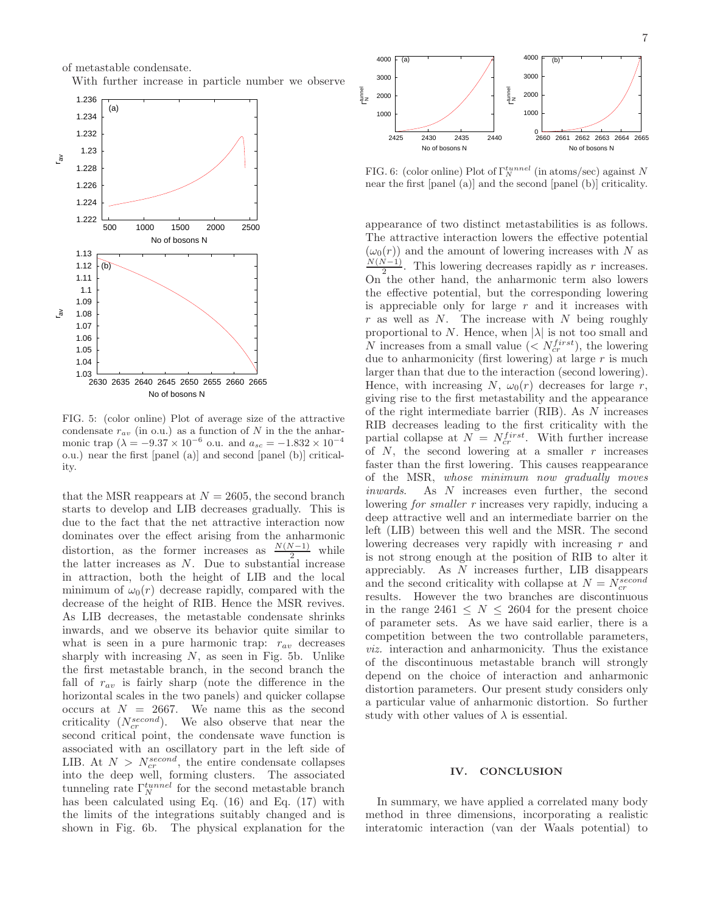of metastable condensate.

With further increase in particle number we observe that the MSR reappears at $N = 2605$, the second branch starts to develop and LIB decreases gradually. This is due to the fact that the net attractive interaction now dominates over the effect arising from the anharmonic distortion, as the former increases as $\frac{N(N-1)}{2}$ while the latter increases as $N$. Due to substantial increase in attraction, both the height of LIB and the local minimum of $\omega_0(r)$ decrease rapidly, compared with the decrease of the height of RIB. Hence the MSR revives. As LIB decreases, the metastable condensate shrinks inwards, and we observe its behavior quite similar to what is seen in a pure harmonic trap: $r_{av}$ decreases sharply with increasing $N$, as seen in Fig. 5b. Unlike the first metastable branch, in the second branch the fall of $r_{av}$ is fairly sharp (note the difference in the horizontal scales in the two panels) and quicker collapse occurs at $N = 2667$. We name this as the second criticality ($N_{cr}^{second}$). We also observe that near the second critical point, the condensate wave function is associated with an oscillatory part in the left side of LIB. At $N > N_{cr}^{second}$, the entire condensate collapses into the deep well, forming clusters. The associated tunneling rate $\Gamma_N^{tunnel}$ for the second metastable branch has been calculated using Eq. (16) and Eq. (17) with the limits of the integrations suitably changed and is shown in Fig. 6b. The physical explanation for the

FIG. 5: (color online) Plot of average size of the attractive condensate $r_{av}$ (in o.u.) as a function of $N$ in the the anharmonic trap ($\lambda = -9.37 \times 10^{-6}$ o.u. and $a_{sc} = -1.832 \times 10^{-4}$ o.u.) near the first [panel (a)] and second [panel (b)] criticality.

FIG. 6: (color online) Plot of $\Gamma_N^{tunnel}$ (in atoms/sec) against $N$ near the first [panel (a)] and the second [panel (b)] criticality.

appearance of two distinct metastabilities is as follows. The attractive interaction lowers the effective potential ($\omega_0(r)$) and the amount of lowering increases with $N$ as $\frac{N(N-1)}{2}$. This lowering decreases rapidly as $r$ increases. On the other hand, the anharmonic term also lowers the effective potential, but the corresponding lowering is appreciable only for large $r$ and it increases with $r$ as well as $N$. The increase with $N$ being roughly proportional to $N$. Hence, when $|\lambda|$ is not too small and $N$ increases from a small value ($< N_{cr}^{first}$), the lowering due to anharmonicity (first lowering) at large $r$ is much larger than that due to the interaction (second lowering). Hence, with increasing $N$, $\omega_0(r)$ decreases for large $r$, giving rise to the first metastability and the appearance of the right intermediate barrier (RIB). As $N$ increases RIB decreases leading to the first criticality with the partial collapse at $N = N_{cr}^{first}$. With further increase of $N$, the second lowering at a smaller $r$ increases faster than the first lowering. This causes reappearance of the MSR, *whose minimum now gradually moves inwards*. As $N$ increases even further, the second lowering *for smaller* $r$ increases very rapidly, inducing a deep attractive well and an intermediate barrier on the left (LIB) between this well and the MSR. The second lowering decreases very rapidly with increasing $r$ and is not strong enough at the position of RIB to alter it appreciably. As $N$ increases further, LIB disappears and the second criticality with collapse at $N = N_{cr}^{second}$ results. However the two branches are discontinuous in the range $2461 \leq N \leq 2604$ for the present choice of parameter sets. As we have said earlier, there is a competition between the two controllable parameters, *viz.* interaction and anharmonicity. Thus the existance of the discontinuous metastable branch will strongly depend on the choice of interaction and anharmonic distortion parameters. Our present study considers only a particular value of anharmonic distortion. So further study with other values of $\lambda$ is essential.

## IV. CONCLUSION

In summary, we have applied a correlated many body method in three dimensions, incorporating a realistic interatomic interaction (van der Waals potential) to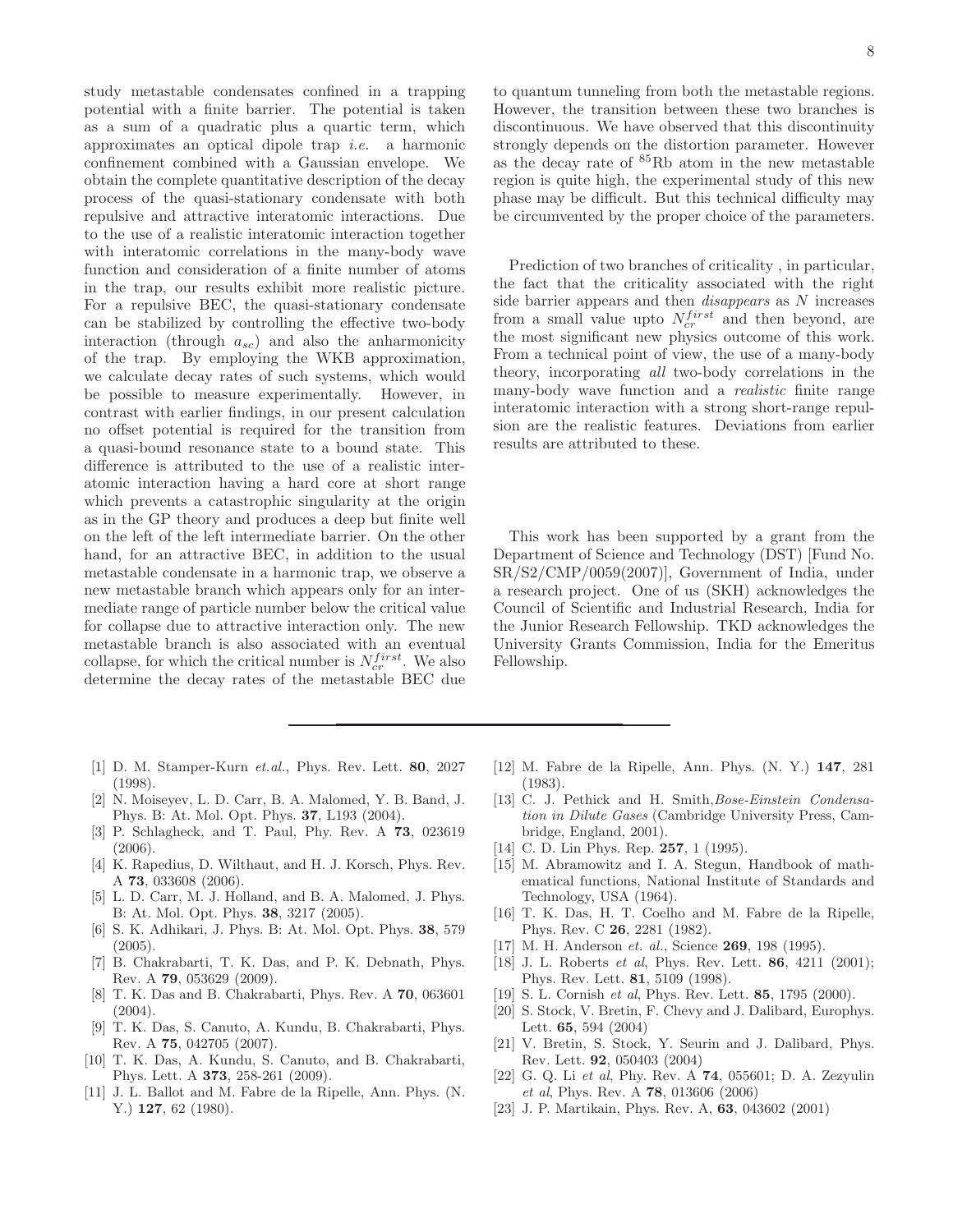study metastable condensates confined in a trapping potential with a finite barrier. The potential is taken as a sum of a quadratic plus a quartic term, which approximates an optical dipole trap *i.e.* a harmonic confinement combined with a Gaussian envelope. We obtain the complete quantitative description of the decay process of the quasi-stationary condensate with both repulsive and attractive interatomic interactions. Due to the use of a realistic interatomic interaction together with interatomic correlations in the many-body wave function and consideration of a finite number of atoms in the trap, our results exhibit more realistic picture. For a repulsive BEC, the quasi-stationary condensate can be stabilized by controlling the effective two-body interaction (through $a_{sc}$) and also the anharmonicity of the trap. By employing the WKB approximation, we calculate decay rates of such systems, which would be possible to measure experimentally. However, in contrast with earlier findings, in our present calculation no offset potential is required for the transition from a quasi-bound resonance state to a bound state. This difference is attributed to the use of a realistic interatomic interaction having a hard core at short range which prevents a catastrophic singularity at the origin as in the GP theory and produces a deep but finite well on the left of the left intermediate barrier. On the other hand, for an attractive BEC, in addition to the usual metastable condensate in a harmonic trap, we observe a new metastable branch which appears only for an intermediate range of particle number below the critical value for collapse due to attractive interaction only. The new metastable branch is also associated with an eventual collapse, for which the critical number is $N_{cr}^{first}$. We also determine the decay rates of the metastable BEC due to quantum tunneling from both the metastable regions. However, the transition between these two branches is discontinuous. We have observed that this discontinuity strongly depends on the distortion parameter. However as the decay rate of $^{85}$Rb atom in the new metastable region is quite high, the experimental study of this new phase may be difficult. But this technical difficulty may be circumvented by the proper choice of the parameters.

Prediction of two branches of criticality , in particular, the fact that the criticality associated with the right side barrier appears and then *disappears* as $N$ increases from a small value upto $N_{cr}^{first}$ and then beyond, are the most significant new physics outcome of this work. From a technical point of view, the use of a many-body theory, incorporating *all* two-body correlations in the many-body wave function and a *realistic* finite range interatomic interaction with a strong short-range repulsion are the realistic features. Deviations from earlier results are attributed to these.

This work has been supported by a grant from the Department of Science and Technology (DST) [Fund No. SR/S2/CMP/0059(2007)], Government of India, under a research project. One of us (SKH) acknowledges the Council of Scientific and Industrial Research, India for the Junior Research Fellowship. TKD acknowledges the University Grants Commission, India for the Emeritus Fellowship.

---

[1] D. M. Stamper-Kurn *et.al.*, Phys. Rev. Lett. **80**, 2027 (1998).

[2] N. Moiseyev, L. D. Carr, B. A. Malomed, Y. B. Band, J. Phys. B: At. Mol. Opt. Phys. **37**, L193 (2004).

[3] P. Schlagheck, and T. Paul, Phy. Rev. A **73**, 023619 (2006).

[4] K. Rapedius, D. Wilthaut, and H. J. Korsch, Phys. Rev. A **73**, 033608 (2006).

[5] L. D. Carr, M. J. Holland, and B. A. Malomed, J. Phys. B: At. Mol. Opt. Phys. **38**, 3217 (2005).

[6] S. K. Adhikari, J. Phys. B: At. Mol. Opt. Phys. **38**, 579 (2005).

[7] B. Chakrabarti, T. K. Das, and P. K. Debnath, Phys. Rev. A **79**, 053629 (2009).

[8] T. K. Das and B. Chakrabarti, Phys. Rev. A **70**, 063601 (2004).

[9] T. K. Das, S. Canuto, A. Kundu, B. Chakrabarti, Phys. Rev. A **75**, 042705 (2007).

[10] T. K. Das, A. Kundu, S. Canuto, and B. Chakrabarti, Phys. Lett. A **373**, 258-261 (2009).

[11] J. L. Ballot and M. Fabre de la Ripelle, Ann. Phys. (N. Y.) **127**, 62 (1980).

[12] M. Fabre de la Ripelle, Ann. Phys. (N. Y.) **147**, 281 (1983).

[13] C. J. Pethick and H. Smith,*Bose-Einstein Condensation in Dilute Gases* (Cambridge University Press, Cambridge, England, 2001).

[14] C. D. Lin Phys. Rep. **257**, 1 (1995).

[15] M. Abramowitz and I. A. Stegun, Handbook of mathematical functions, National Institute of Standards and Technology, USA (1964).

[16] T. K. Das, H. T. Coelho and M. Fabre de la Ripelle, Phys. Rev. C **26**, 2281 (1982).

[17] M. H. Anderson *et. al.*, Science **269**, 198 (1995).

[18] J. L. Roberts *et al*, Phys. Rev. Lett. **86**, 4211 (2001); Phys. Rev. Lett. **81**, 5109 (1998).

[19] S. L. Cornish *et al*, Phys. Rev. Lett. **85**, 1795 (2000).

[20] S. Stock, V. Bretin, F. Chevy and J. Dalibard, Europhys. Lett. **65**, 594 (2004)

[21] V. Bretin, S. Stock, Y. Seurin and J. Dalibard, Phys. Rev. Lett. **92**, 050403 (2004)

[22] G. Q. Li *et al*, Phy. Rev. A **74**, 055601; D. A. Zezyulin *et al*, Phys. Rev. A **78**, 013606 (2006)

[23] J. P. Martikain, Phys. Rev. A, **63**, 043602 (2001)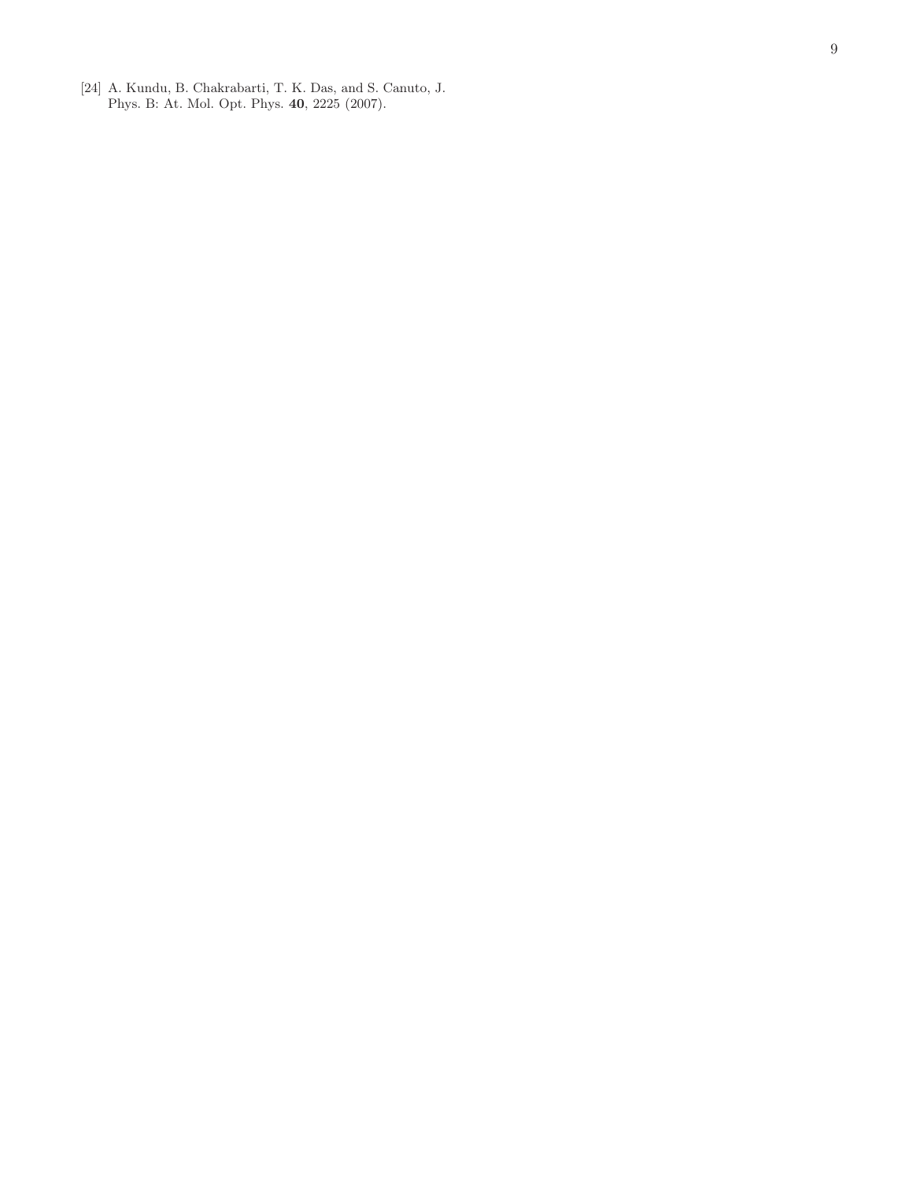[24] A. Kundu, B. Chakrabarti, T. K. Das, and S. Canuto, J. Phys. B: At. Mol. Opt. Phys. **40**, 2225 (2007).